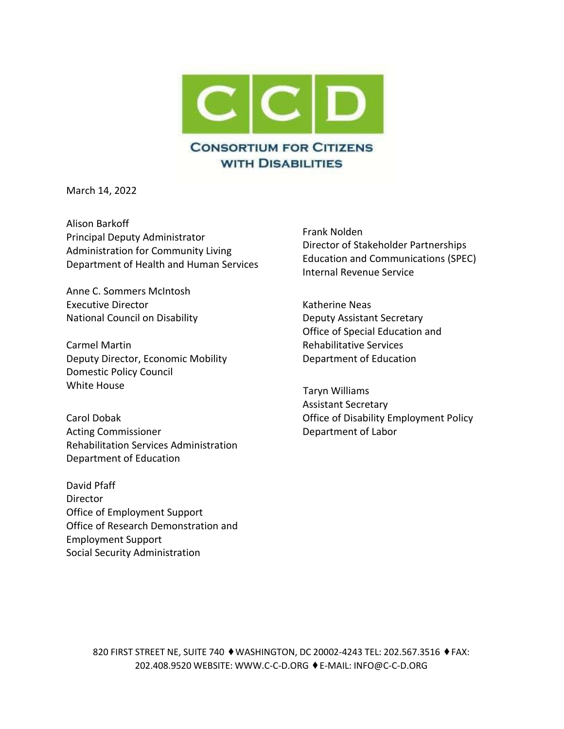CONSORTIUM FOR CITIZENS WITH DISABILITIES

March 14, 2022

Alison Barkoff
Principal Deputy Administrator
Administration for Community Living
Department of Health and Human Services

Anne C. Sommers McIntosh
Executive Director
National Council on Disability

Carmel Martin
Deputy Director, Economic Mobility
Domestic Policy Council
White House

Carol Dobak
Acting Commissioner
Rehabilitation Services Administration
Department of Education

David Pfaff
Director
Office of Employment Support
Office of Research Demonstration and Employment Support
Social Security Administration

Frank Nolden
Director of Stakeholder Partnerships
Education and Communications (SPEC)
Internal Revenue Service

Katherine Neas
Deputy Assistant Secretary
Office of Special Education and Rehabilitative Services
Department of Education

Taryn Williams
Assistant Secretary
Office of Disability Employment Policy
Department of Labor

820 FIRST STREET NE, SUITE 740 ♦ WASHINGTON, DC 20002-4243 TEL: 202.567.3516 ♦ FAX: 202.408.9520 WEBSITE: WWW.C-C-D.ORG ♦ E-MAIL: INFO@C-C-D.ORG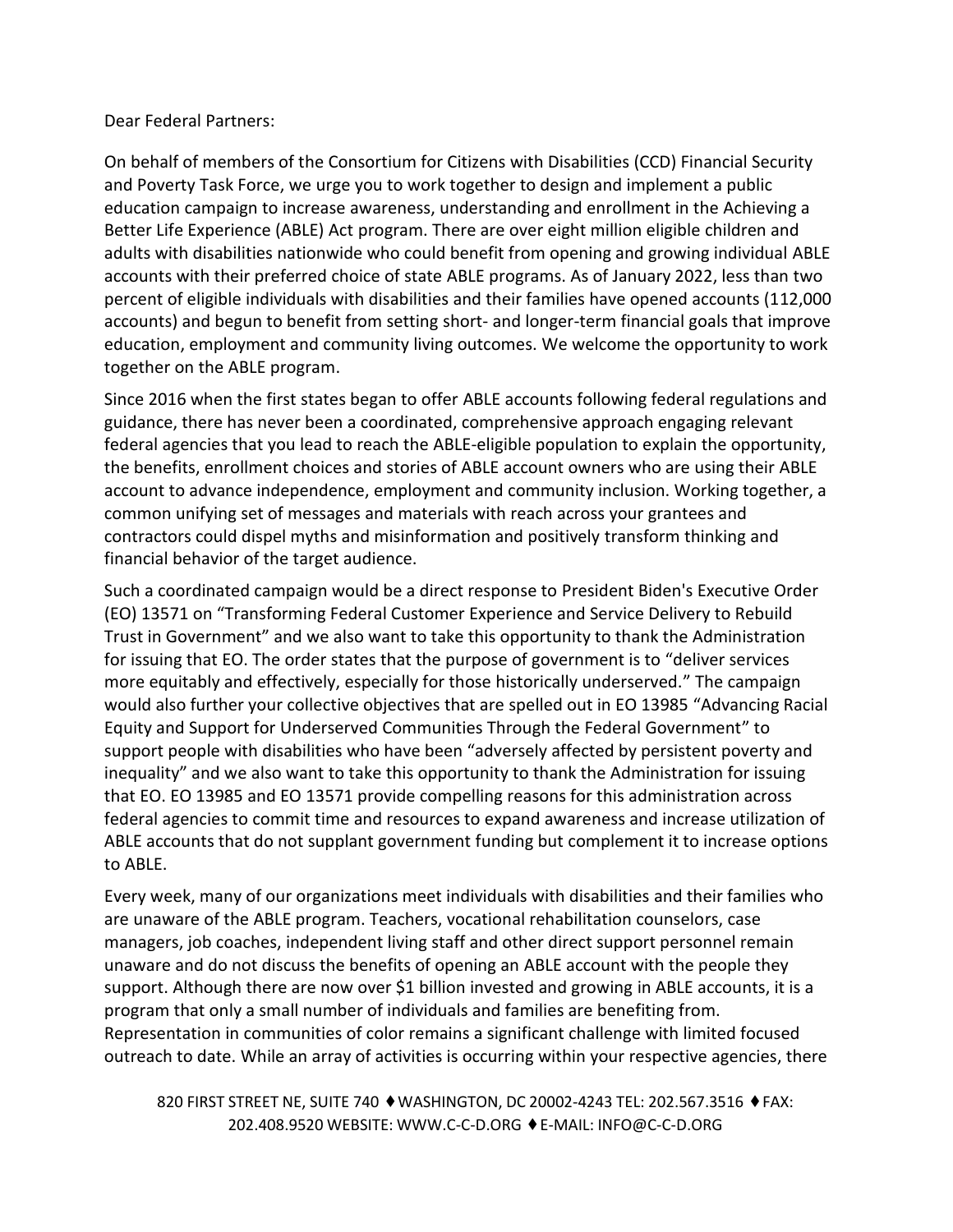Dear Federal Partners:

On behalf of members of the Consortium for Citizens with Disabilities (CCD) Financial Security and Poverty Task Force, we urge you to work together to design and implement a public education campaign to increase awareness, understanding and enrollment in the Achieving a Better Life Experience (ABLE) Act program. There are over eight million eligible children and adults with disabilities nationwide who could benefit from opening and growing individual ABLE accounts with their preferred choice of state ABLE programs. As of January 2022, less than two percent of eligible individuals with disabilities and their families have opened accounts (112,000 accounts) and begun to benefit from setting short- and longer-term financial goals that improve education, employment and community living outcomes. We welcome the opportunity to work together on the ABLE program.

Since 2016 when the first states began to offer ABLE accounts following federal regulations and guidance, there has never been a coordinated, comprehensive approach engaging relevant federal agencies that you lead to reach the ABLE-eligible population to explain the opportunity, the benefits, enrollment choices and stories of ABLE account owners who are using their ABLE account to advance independence, employment and community inclusion. Working together, a common unifying set of messages and materials with reach across your grantees and contractors could dispel myths and misinformation and positively transform thinking and financial behavior of the target audience.

Such a coordinated campaign would be a direct response to President Biden's Executive Order (EO) 13571 on "Transforming Federal Customer Experience and Service Delivery to Rebuild Trust in Government" and we also want to take this opportunity to thank the Administration for issuing that EO. The order states that the purpose of government is to "deliver services more equitably and effectively, especially for those historically underserved." The campaign would also further your collective objectives that are spelled out in EO 13985 "Advancing Racial Equity and Support for Underserved Communities Through the Federal Government" to support people with disabilities who have been "adversely affected by persistent poverty and inequality" and we also want to take this opportunity to thank the Administration for issuing that EO. EO 13985 and EO 13571 provide compelling reasons for this administration across federal agencies to commit time and resources to expand awareness and increase utilization of ABLE accounts that do not supplant government funding but complement it to increase options to ABLE.

Every week, many of our organizations meet individuals with disabilities and their families who are unaware of the ABLE program. Teachers, vocational rehabilitation counselors, case managers, job coaches, independent living staff and other direct support personnel remain unaware and do not discuss the benefits of opening an ABLE account with the people they support. Although there are now over $1 billion invested and growing in ABLE accounts, it is a program that only a small number of individuals and families are benefiting from. Representation in communities of color remains a significant challenge with limited focused outreach to date. While an array of activities is occurring within your respective agencies, there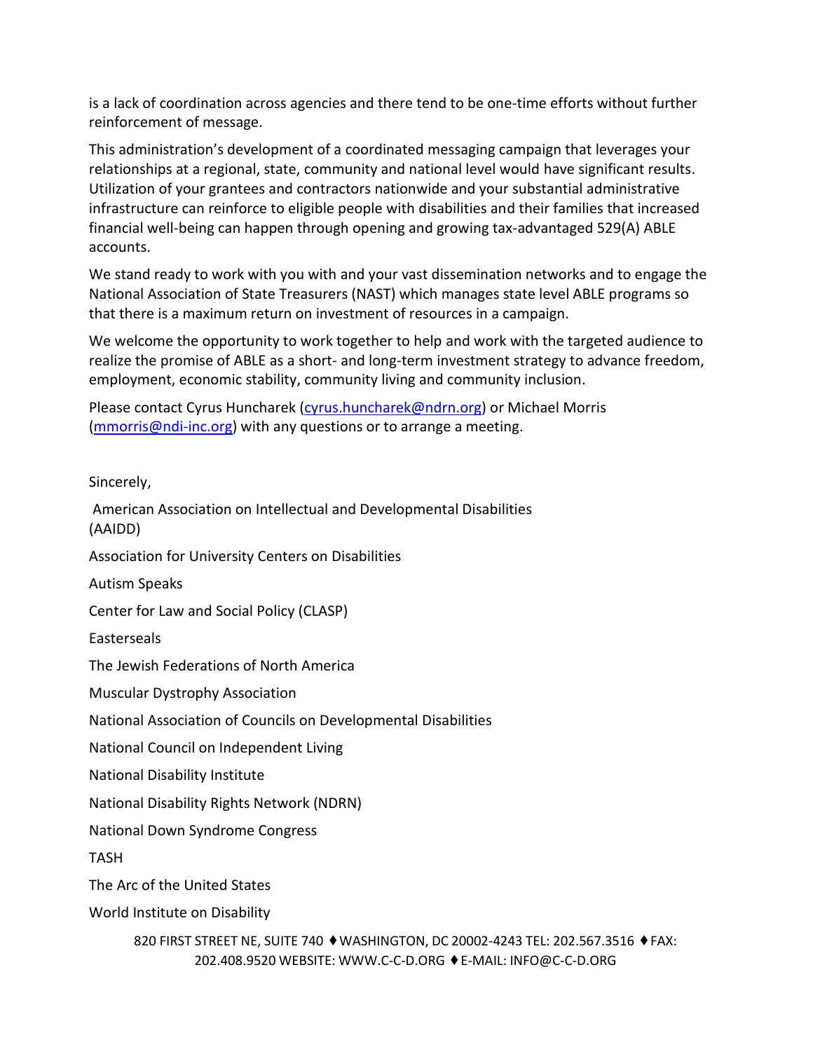is a lack of coordination across agencies and there tend to be one-time efforts without further reinforcement of message.

This administration's development of a coordinated messaging campaign that leverages your relationships at a regional, state, community and national level would have significant results. Utilization of your grantees and contractors nationwide and your substantial administrative infrastructure can reinforce to eligible people with disabilities and their families that increased financial well-being can happen through opening and growing tax-advantaged 529(A) ABLE accounts.

We stand ready to work with you with and your vast dissemination networks and to engage the National Association of State Treasurers (NAST) which manages state level ABLE programs so that there is a maximum return on investment of resources in a campaign.

We welcome the opportunity to work together to help and work with the targeted audience to realize the promise of ABLE as a short- and long-term investment strategy to advance freedom, employment, economic stability, community living and community inclusion.

Please contact Cyrus Huncharek (cyrus.huncharek@ndrn.org) or Michael Morris (mmorris@ndi-inc.org) with any questions or to arrange a meeting.

Sincerely,

American Association on Intellectual and Developmental Disabilities (AAIDD)

Association for University Centers on Disabilities

Autism Speaks

Center for Law and Social Policy (CLASP)

Easterseals

The Jewish Federations of North America

Muscular Dystrophy Association

National Association of Councils on Developmental Disabilities

National Council on Independent Living

National Disability Institute

National Disability Rights Network (NDRN)

National Down Syndrome Congress

TASH

The Arc of the United States

World Institute on Disability